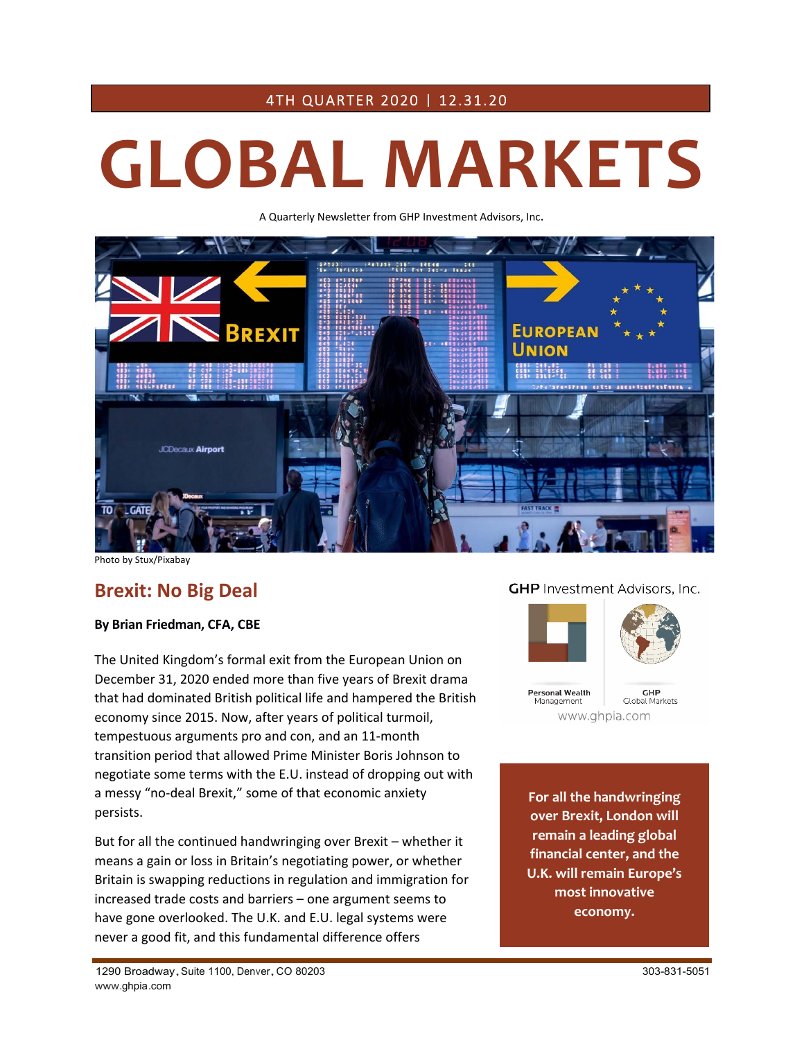4TH QUARTER 2020 | 12.31.20

# GLOBAL MARKETS

A Quarterly Newsletter from GHP Investment Advisors, Inc.

Photo by Stux/Pixabay

## Brexit: No Big Deal

**By Brian Friedman, CFA, CBE**

The United Kingdom's formal exit from the European Union on December 31, 2020 ended more than five years of Brexit drama that had dominated British political life and hampered the British economy since 2015. Now, after years of political turmoil, tempestuous arguments pro and con, and an 11-month transition period that allowed Prime Minister Boris Johnson to negotiate some terms with the E.U. instead of dropping out with a messy "no-deal Brexit," some of that economic anxiety persists.

But for all the continued handwringing over Brexit – whether it means a gain or loss in Britain's negotiating power, or whether Britain is swapping reductions in regulation and immigration for increased trade costs and barriers – one argument seems to have gone overlooked. The U.K. and E.U. legal systems were never a good fit, and this fundamental difference offers

**For all the handwringing over Brexit, London will remain a leading global financial center, and the U.K. will remain Europe's most innovative economy.**

GHP Investment Advisors, Inc.

Personal Wealth Management | GHP Global Markets

www.ghpia.com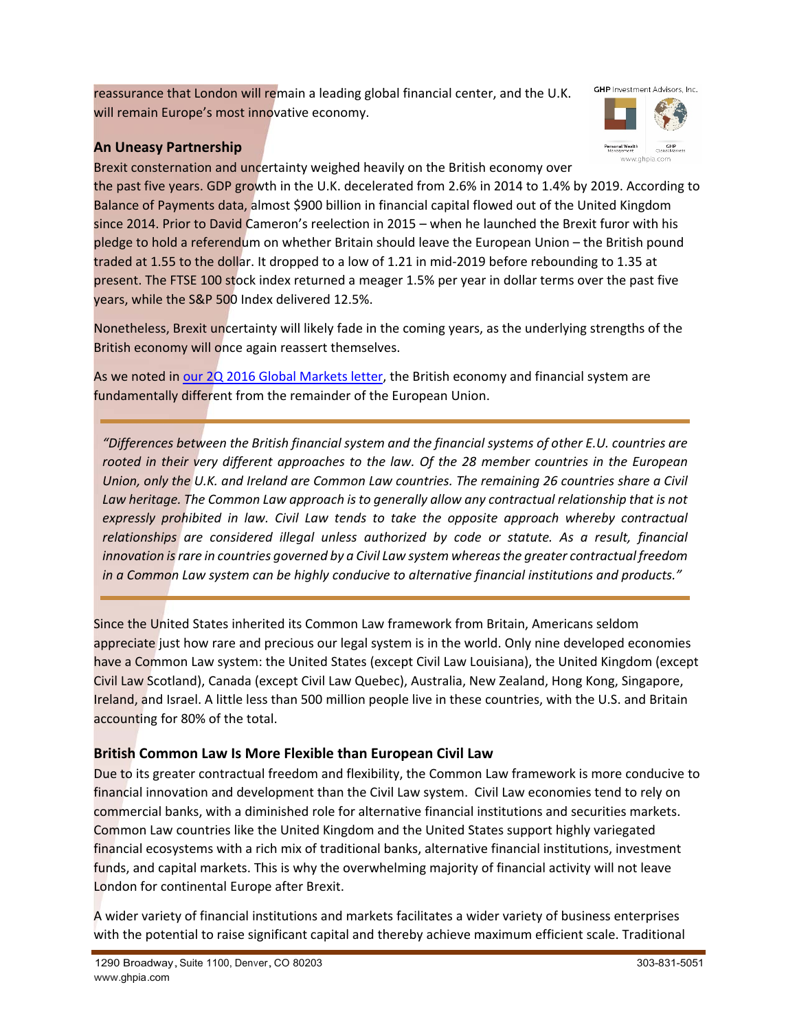reassurance that London will remain a leading global financial center, and the U.K. will remain Europe's most innovative economy.

## An Uneasy Partnership

Brexit consternation and uncertainty weighed heavily on the British economy over the past five years. GDP growth in the U.K. decelerated from 2.6% in 2014 to 1.4% by 2019. According to Balance of Payments data, almost $900 billion in financial capital flowed out of the United Kingdom since 2014. Prior to David Cameron's reelection in 2015 – when he launched the Brexit furor with his pledge to hold a referendum on whether Britain should leave the European Union – the British pound traded at 1.55 to the dollar. It dropped to a low of 1.21 in mid-2019 before rebounding to 1.35 at present. The FTSE 100 stock index returned a meager 1.5% per year in dollar terms over the past five years, while the S&P 500 Index delivered 12.5%.

Nonetheless, Brexit uncertainty will likely fade in the coming years, as the underlying strengths of the British economy will once again reassert themselves.

As we noted in [our 2Q 2016 Global Markets letter](), the British economy and financial system are fundamentally different from the remainder of the European Union.

> *"Differences between the British financial system and the financial systems of other E.U. countries are rooted in their very different approaches to the law. Of the 28 member countries in the European Union, only the U.K. and Ireland are Common Law countries. The remaining 26 countries share a Civil Law heritage. The Common Law approach is to generally allow any contractual relationship that is not expressly prohibited in law. Civil Law tends to take the opposite approach whereby contractual relationships are considered illegal unless authorized by code or statute. As a result, financial innovation is rare in countries governed by a Civil Law system whereas the greater contractual freedom in a Common Law system can be highly conducive to alternative financial institutions and products."*

Since the United States inherited its Common Law framework from Britain, Americans seldom appreciate just how rare and precious our legal system is in the world. Only nine developed economies have a Common Law system: the United States (except Civil Law Louisiana), the United Kingdom (except Civil Law Scotland), Canada (except Civil Law Quebec), Australia, New Zealand, Hong Kong, Singapore, Ireland, and Israel. A little less than 500 million people live in these countries, with the U.S. and Britain accounting for 80% of the total.

## British Common Law Is More Flexible than European Civil Law

Due to its greater contractual freedom and flexibility, the Common Law framework is more conducive to financial innovation and development than the Civil Law system. Civil Law economies tend to rely on commercial banks, with a diminished role for alternative financial institutions and securities markets. Common Law countries like the United Kingdom and the United States support highly variegated financial ecosystems with a rich mix of traditional banks, alternative financial institutions, investment funds, and capital markets. This is why the overwhelming majority of financial activity will not leave London for continental Europe after Brexit.

A wider variety of financial institutions and markets facilitates a wider variety of business enterprises with the potential to raise significant capital and thereby achieve maximum efficient scale. Traditional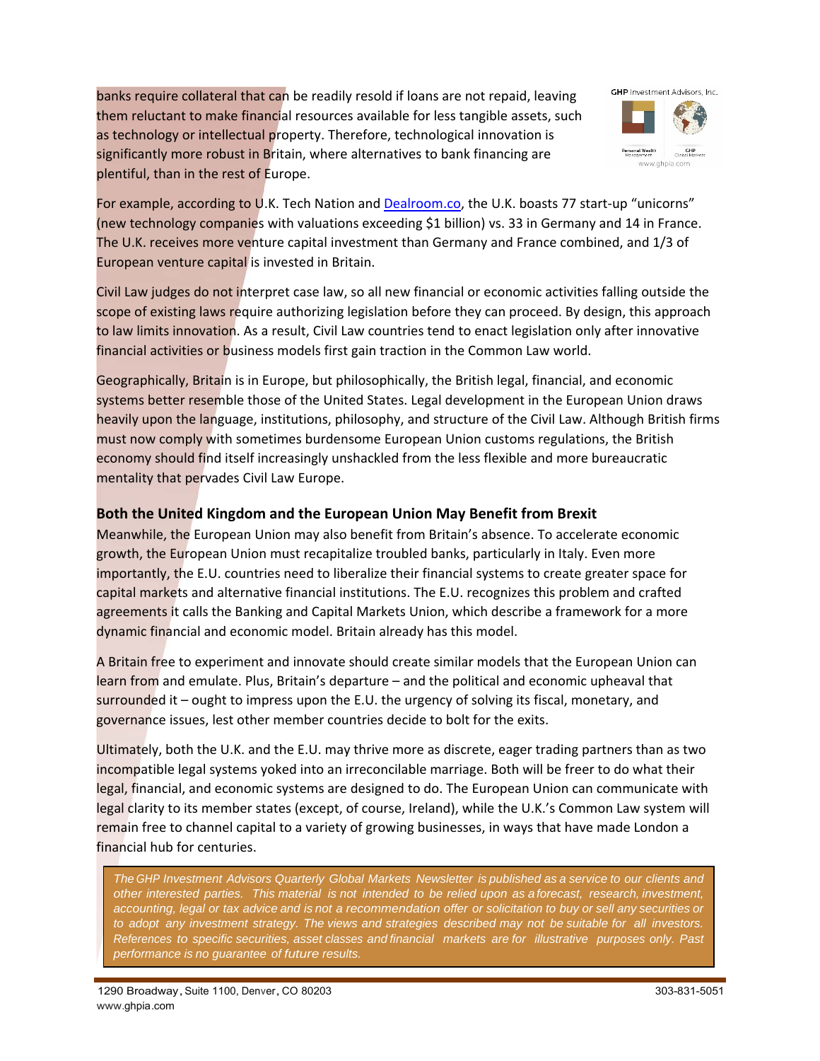banks require collateral that can be readily resold if loans are not repaid, leaving them reluctant to make financial resources available for less tangible assets, such as technology or intellectual property. Therefore, technological innovation is significantly more robust in Britain, where alternatives to bank financing are plentiful, than in the rest of Europe.

For example, according to U.K. Tech Nation and [Dealroom.co](Dealroom.co), the U.K. boasts 77 start-up "unicorns" (new technology companies with valuations exceeding $1 billion) vs. 33 in Germany and 14 in France. The U.K. receives more venture capital investment than Germany and France combined, and 1/3 of European venture capital is invested in Britain.

Civil Law judges do not interpret case law, so all new financial or economic activities falling outside the scope of existing laws require authorizing legislation before they can proceed. By design, this approach to law limits innovation. As a result, Civil Law countries tend to enact legislation only after innovative financial activities or business models first gain traction in the Common Law world.

Geographically, Britain is in Europe, but philosophically, the British legal, financial, and economic systems better resemble those of the United States. Legal development in the European Union draws heavily upon the language, institutions, philosophy, and structure of the Civil Law. Although British firms must now comply with sometimes burdensome European Union customs regulations, the British economy should find itself increasingly unshackled from the less flexible and more bureaucratic mentality that pervades Civil Law Europe.

### Both the United Kingdom and the European Union May Benefit from Brexit

Meanwhile, the European Union may also benefit from Britain's absence. To accelerate economic growth, the European Union must recapitalize troubled banks, particularly in Italy. Even more importantly, the E.U. countries need to liberalize their financial systems to create greater space for capital markets and alternative financial institutions. The E.U. recognizes this problem and crafted agreements it calls the Banking and Capital Markets Union, which describe a framework for a more dynamic financial and economic model. Britain already has this model.

A Britain free to experiment and innovate should create similar models that the European Union can learn from and emulate. Plus, Britain's departure – and the political and economic upheaval that surrounded it – ought to impress upon the E.U. the urgency of solving its fiscal, monetary, and governance issues, lest other member countries decide to bolt for the exits.

Ultimately, both the U.K. and the E.U. may thrive more as discrete, eager trading partners than as two incompatible legal systems yoked into an irreconcilable marriage. Both will be freer to do what their legal, financial, and economic systems are designed to do. The European Union can communicate with legal clarity to its member states (except, of course, Ireland), while the U.K.'s Common Law system will remain free to channel capital to a variety of growing businesses, in ways that have made London a financial hub for centuries.

*The GHP Investment Advisors Quarterly Global Markets Newsletter is published as a service to our clients and other interested parties. This material is not intended to be relied upon as a forecast, research, investment, accounting, legal or tax advice and is not a recommendation offer or solicitation to buy or sell any securities or to adopt any investment strategy. The views and strategies described may not be suitable for all investors. References to specific securities, asset classes and financial markets are for illustrative purposes only. Past performance is no guarantee of future results.*